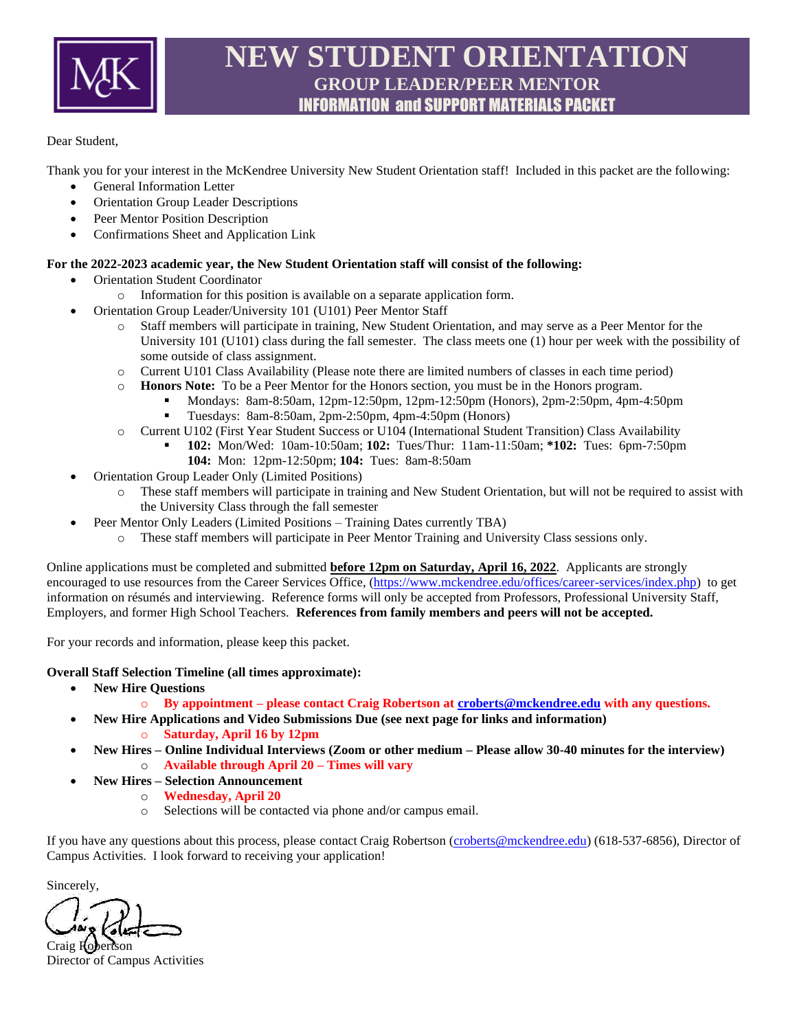# NEW STUDENT ORIENTATION

## GROUP LEADER/PEER MENTOR

## INFORMATION and SUPPORT MATERIALS PACKET

Dear Student,

Thank you for your interest in the McKendree University New Student Orientation staff! Included in this packet are the following:

- General Information Letter
- Orientation Group Leader Descriptions
- Peer Mentor Position Description
- Confirmations Sheet and Application Link

**For the 2022-2023 academic year, the New Student Orientation staff will consist of the following:**

- Orientation Student Coordinator
  - Information for this position is available on a separate application form.
- Orientation Group Leader/University 101 (U101) Peer Mentor Staff
  - Staff members will participate in training, New Student Orientation, and may serve as a Peer Mentor for the University 101 (U101) class during the fall semester. The class meets one (1) hour per week with the possibility of some outside of class assignment.
  - Current U101 Class Availability (Please note there are limited numbers of classes in each time period)
  - **Honors Note:** To be a Peer Mentor for the Honors section, you must be in the Honors program.
    - Mondays: 8am-8:50am, 12pm-12:50pm, 12pm-12:50pm (Honors), 2pm-2:50pm, 4pm-4:50pm
    - Tuesdays: 8am-8:50am, 2pm-2:50pm, 4pm-4:50pm (Honors)
  - Current U102 (First Year Student Success or U104 (International Student Transition) Class Availability
    - **102:** Mon/Wed: 10am-10:50am; **102:** Tues/Thur: 11am-11:50am; ***102:** Tues: 6pm-7:50pm **104:** Mon: 12pm-12:50pm; **104:** Tues: 8am-8:50am
- Orientation Group Leader Only (Limited Positions)
  - These staff members will participate in training and New Student Orientation, but will not be required to assist with the University Class through the fall semester
- Peer Mentor Only Leaders (Limited Positions – Training Dates currently TBA)
  - These staff members will participate in Peer Mentor Training and University Class sessions only.

Online applications must be completed and submitted **before 12pm on Saturday, April 16, 2022**. Applicants are strongly encouraged to use resources from the Career Services Office, (https://www.mckendree.edu/offices/career-services/index.php) to get information on résumés and interviewing. Reference forms will only be accepted from Professors, Professional University Staff, Employers, and former High School Teachers. **References from family members and peers will not be accepted.**

For your records and information, please keep this packet.

**Overall Staff Selection Timeline (all times approximate):**

- **New Hire Questions**
  - **By appointment – please contact Craig Robertson at croberts@mckendree.edu with any questions.**
- **New Hire Applications and Video Submissions Due (see next page for links and information)**
  - **Saturday, April 16 by 12pm**
- **New Hires – Online Individual Interviews (Zoom or other medium – Please allow 30-40 minutes for the interview)**
  - **Available through April 20 – Times will vary**
- **New Hires – Selection Announcement**
  - **Wednesday, April 20**
  - Selections will be contacted via phone and/or campus email.

If you have any questions about this process, please contact Craig Robertson (croberts@mckendree.edu) (618-537-6856), Director of Campus Activities. I look forward to receiving your application!

Sincerely,

Craig Robertson
Director of Campus Activities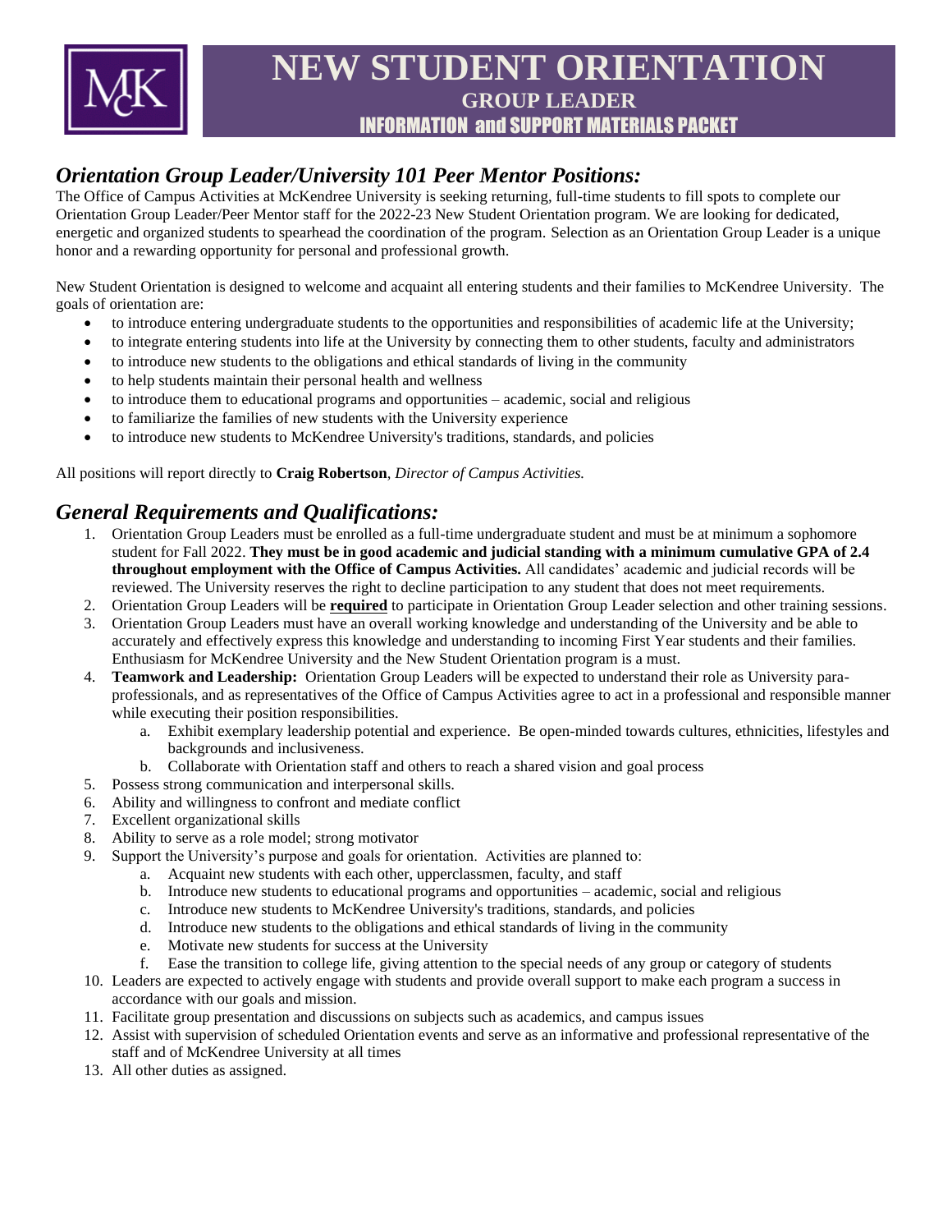# NEW STUDENT ORIENTATION

## GROUP LEADER

## INFORMATION and SUPPORT MATERIALS PACKET

## *Orientation Group Leader/University 101 Peer Mentor Positions:*

The Office of Campus Activities at McKendree University is seeking returning, full-time students to fill spots to complete our Orientation Group Leader/Peer Mentor staff for the 2022-23 New Student Orientation program. We are looking for dedicated, energetic and organized students to spearhead the coordination of the program. Selection as an Orientation Group Leader is a unique honor and a rewarding opportunity for personal and professional growth.

New Student Orientation is designed to welcome and acquaint all entering students and their families to McKendree University. The goals of orientation are:

- to introduce entering undergraduate students to the opportunities and responsibilities of academic life at the University;
- to integrate entering students into life at the University by connecting them to other students, faculty and administrators
- to introduce new students to the obligations and ethical standards of living in the community
- to help students maintain their personal health and wellness
- to introduce them to educational programs and opportunities – academic, social and religious
- to familiarize the families of new students with the University experience
- to introduce new students to McKendree University's traditions, standards, and policies

All positions will report directly to **Craig Robertson**, *Director of Campus Activities.*

## *General Requirements and Qualifications:*

1. Orientation Group Leaders must be enrolled as a full-time undergraduate student and must be at minimum a sophomore student for Fall 2022. **They must be in good academic and judicial standing with a minimum cumulative GPA of 2.4 throughout employment with the Office of Campus Activities.** All candidates' academic and judicial records will be reviewed. The University reserves the right to decline participation to any student that does not meet requirements.
2. Orientation Group Leaders will be **<u>required</u>** to participate in Orientation Group Leader selection and other training sessions.
3. Orientation Group Leaders must have an overall working knowledge and understanding of the University and be able to accurately and effectively express this knowledge and understanding to incoming First Year students and their families. Enthusiasm for McKendree University and the New Student Orientation program is a must.
4. **Teamwork and Leadership:** Orientation Group Leaders will be expected to understand their role as University para-professionals, and as representatives of the Office of Campus Activities agree to act in a professional and responsible manner while executing their position responsibilities.
    a. Exhibit exemplary leadership potential and experience. Be open-minded towards cultures, ethnicities, lifestyles and backgrounds and inclusiveness.
    b. Collaborate with Orientation staff and others to reach a shared vision and goal process
5. Possess strong communication and interpersonal skills.
6. Ability and willingness to confront and mediate conflict
7. Excellent organizational skills
8. Ability to serve as a role model; strong motivator
9. Support the University's purpose and goals for orientation. Activities are planned to:
    a. Acquaint new students with each other, upperclassmen, faculty, and staff
    b. Introduce new students to educational programs and opportunities – academic, social and religious
    c. Introduce new students to McKendree University's traditions, standards, and policies
    d. Introduce new students to the obligations and ethical standards of living in the community
    e. Motivate new students for success at the University
    f. Ease the transition to college life, giving attention to the special needs of any group or category of students
10. Leaders are expected to actively engage with students and provide overall support to make each program a success in accordance with our goals and mission.
11. Facilitate group presentation and discussions on subjects such as academics, and campus issues
12. Assist with supervision of scheduled Orientation events and serve as an informative and professional representative of the staff and of McKendree University at all times
13. All other duties as assigned.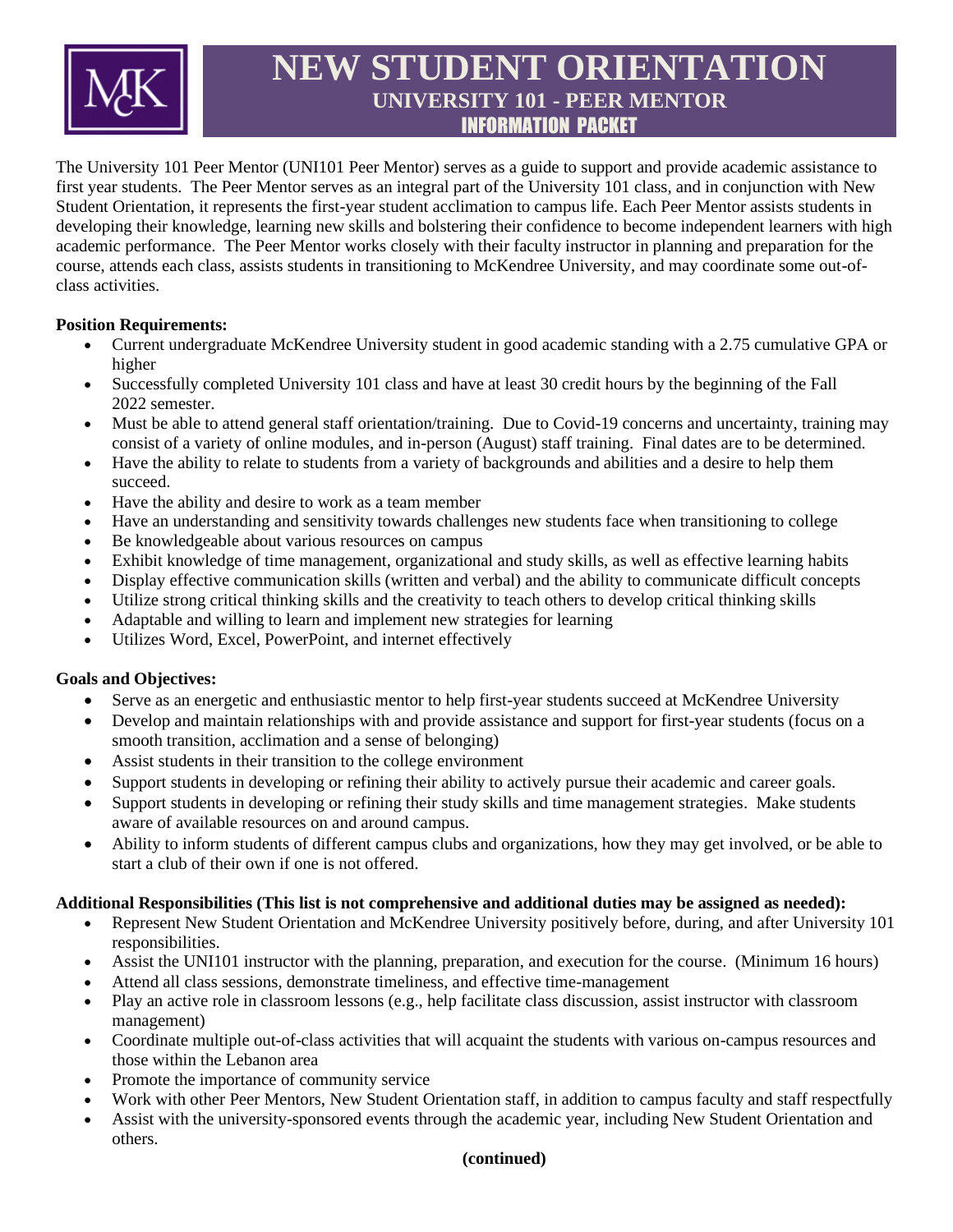# NEW STUDENT ORIENTATION

## UNIVERSITY 101 - PEER MENTOR

## INFORMATION PACKET

The University 101 Peer Mentor (UNI101 Peer Mentor) serves as a guide to support and provide academic assistance to first year students. The Peer Mentor serves as an integral part of the University 101 class, and in conjunction with New Student Orientation, it represents the first-year student acclimation to campus life. Each Peer Mentor assists students in developing their knowledge, learning new skills and bolstering their confidence to become independent learners with high academic performance. The Peer Mentor works closely with their faculty instructor in planning and preparation for the course, attends each class, assists students in transitioning to McKendree University, and may coordinate some out-of-class activities.

**Position Requirements:**

- Current undergraduate McKendree University student in good academic standing with a 2.75 cumulative GPA or higher
- Successfully completed University 101 class and have at least 30 credit hours by the beginning of the Fall 2022 semester.
- Must be able to attend general staff orientation/training. Due to Covid-19 concerns and uncertainty, training may consist of a variety of online modules, and in-person (August) staff training. Final dates are to be determined.
- Have the ability to relate to students from a variety of backgrounds and abilities and a desire to help them succeed.
- Have the ability and desire to work as a team member
- Have an understanding and sensitivity towards challenges new students face when transitioning to college
- Be knowledgeable about various resources on campus
- Exhibit knowledge of time management, organizational and study skills, as well as effective learning habits
- Display effective communication skills (written and verbal) and the ability to communicate difficult concepts
- Utilize strong critical thinking skills and the creativity to teach others to develop critical thinking skills
- Adaptable and willing to learn and implement new strategies for learning
- Utilizes Word, Excel, PowerPoint, and internet effectively

**Goals and Objectives:**

- Serve as an energetic and enthusiastic mentor to help first-year students succeed at McKendree University
- Develop and maintain relationships with and provide assistance and support for first-year students (focus on a smooth transition, acclimation and a sense of belonging)
- Assist students in their transition to the college environment
- Support students in developing or refining their ability to actively pursue their academic and career goals.
- Support students in developing or refining their study skills and time management strategies. Make students aware of available resources on and around campus.
- Ability to inform students of different campus clubs and organizations, how they may get involved, or be able to start a club of their own if one is not offered.

**Additional Responsibilities (This list is not comprehensive and additional duties may be assigned as needed):**

- Represent New Student Orientation and McKendree University positively before, during, and after University 101 responsibilities.
- Assist the UNI101 instructor with the planning, preparation, and execution for the course. (Minimum 16 hours)
- Attend all class sessions, demonstrate timeliness, and effective time-management
- Play an active role in classroom lessons (e.g., help facilitate class discussion, assist instructor with classroom management)
- Coordinate multiple out-of-class activities that will acquaint the students with various on-campus resources and those within the Lebanon area
- Promote the importance of community service
- Work with other Peer Mentors, New Student Orientation staff, in addition to campus faculty and staff respectfully
- Assist with the university-sponsored events through the academic year, including New Student Orientation and others.

**(continued)**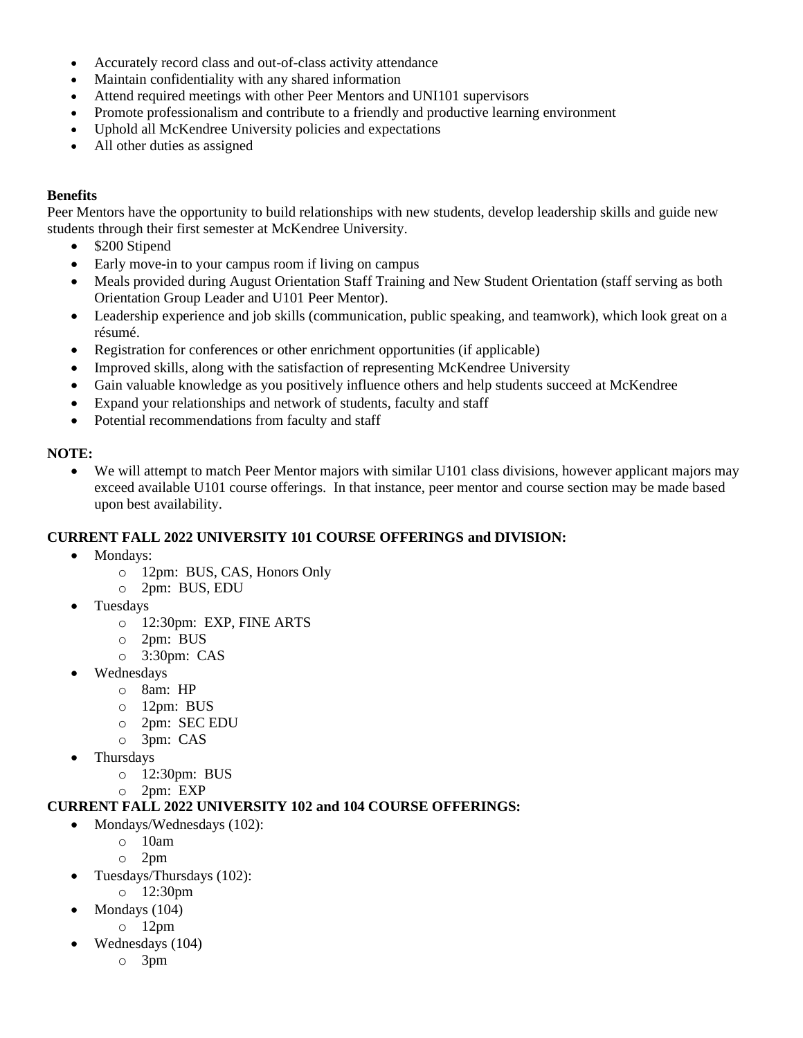- Accurately record class and out-of-class activity attendance
- Maintain confidentiality with any shared information
- Attend required meetings with other Peer Mentors and UNI101 supervisors
- Promote professionalism and contribute to a friendly and productive learning environment
- Uphold all McKendree University policies and expectations
- All other duties as assigned

**Benefits**

Peer Mentors have the opportunity to build relationships with new students, develop leadership skills and guide new students through their first semester at McKendree University.

- $200 Stipend
- Early move-in to your campus room if living on campus
- Meals provided during August Orientation Staff Training and New Student Orientation (staff serving as both Orientation Group Leader and U101 Peer Mentor).
- Leadership experience and job skills (communication, public speaking, and teamwork), which look great on a résumé.
- Registration for conferences or other enrichment opportunities (if applicable)
- Improved skills, along with the satisfaction of representing McKendree University
- Gain valuable knowledge as you positively influence others and help students succeed at McKendree
- Expand your relationships and network of students, faculty and staff
- Potential recommendations from faculty and staff

**NOTE:**

- We will attempt to match Peer Mentor majors with similar U101 class divisions, however applicant majors may exceed available U101 course offerings. In that instance, peer mentor and course section may be made based upon best availability.

**CURRENT FALL 2022 UNIVERSITY 101 COURSE OFFERINGS and DIVISION:**

- Mondays:
  - 12pm: BUS, CAS, Honors Only
  - 2pm: BUS, EDU
- Tuesdays
  - 12:30pm: EXP, FINE ARTS
  - 2pm: BUS
  - 3:30pm: CAS
- Wednesdays
  - 8am: HP
  - 12pm: BUS
  - 2pm: SEC EDU
  - 3pm: CAS
- Thursdays
  - 12:30pm: BUS
  - 2pm: EXP

**CURRENT FALL 2022 UNIVERSITY 102 and 104 COURSE OFFERINGS:**

- Mondays/Wednesdays (102):
  - 10am
  - 2pm
- Tuesdays/Thursdays (102):
  - 12:30pm
- Mondays (104)
  - 12pm
- Wednesdays (104)
  - 3pm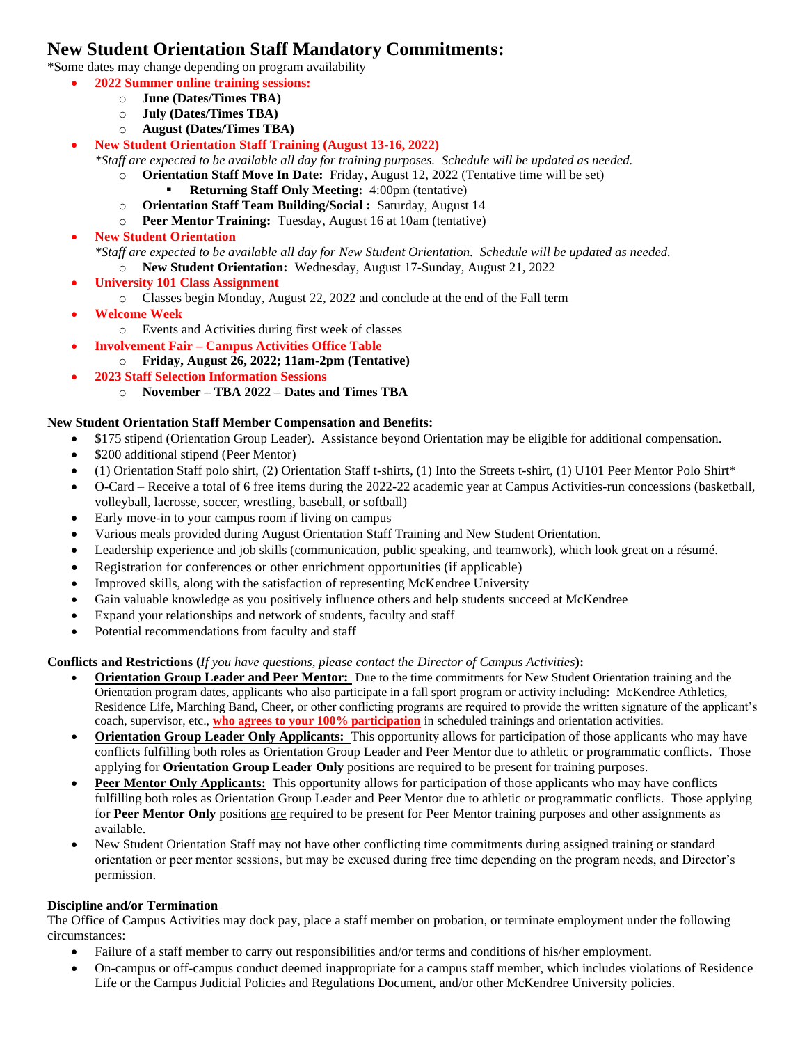# New Student Orientation Staff Mandatory Commitments:

*Some dates may change depending on program availability

- **2022 Summer online training sessions:**
  - **June (Dates/Times TBA)**
  - **July (Dates/Times TBA)**
  - **August (Dates/Times TBA)**
- **New Student Orientation Staff Training (August 13-16, 2022)**
  *\*Staff are expected to be available all day for training purposes. Schedule will be updated as needed.*
  - **Orientation Staff Move In Date:** Friday, August 12, 2022 (Tentative time will be set)
    - **Returning Staff Only Meeting:** 4:00pm (tentative)
  - **Orientation Staff Team Building/Social :** Saturday, August 14
  - **Peer Mentor Training:** Tuesday, August 16 at 10am (tentative)
- **New Student Orientation**
  *\*Staff are expected to be available all day for New Student Orientation. Schedule will be updated as needed.*
  - **New Student Orientation:** Wednesday, August 17-Sunday, August 21, 2022
- **University 101 Class Assignment**
  - Classes begin Monday, August 22, 2022 and conclude at the end of the Fall term
- **Welcome Week**
  - Events and Activities during first week of classes
- **Involvement Fair – Campus Activities Office Table**
  - **Friday, August 26, 2022; 11am-2pm (Tentative)**
- **2023 Staff Selection Information Sessions**
  - **November – TBA 2022 – Dates and Times TBA**

**New Student Orientation Staff Member Compensation and Benefits:**

- $175 stipend (Orientation Group Leader). Assistance beyond Orientation may be eligible for additional compensation.
- $200 additional stipend (Peer Mentor)
- (1) Orientation Staff polo shirt, (2) Orientation Staff t-shirts, (1) Into the Streets t-shirt, (1) U101 Peer Mentor Polo Shirt*
- O-Card – Receive a total of 6 free items during the 2022-22 academic year at Campus Activities-run concessions (basketball, volleyball, lacrosse, soccer, wrestling, baseball, or softball)
- Early move-in to your campus room if living on campus
- Various meals provided during August Orientation Staff Training and New Student Orientation.
- Leadership experience and job skills (communication, public speaking, and teamwork), which look great on a résumé.
- Registration for conferences or other enrichment opportunities (if applicable)
- Improved skills, along with the satisfaction of representing McKendree University
- Gain valuable knowledge as you positively influence others and help students succeed at McKendree
- Expand your relationships and network of students, faculty and staff
- Potential recommendations from faculty and staff

**Conflicts and Restrictions (***If you have questions, please contact the Director of Campus Activities***):**

- **Orientation Group Leader and Peer Mentor:** Due to the time commitments for New Student Orientation training and the Orientation program dates, applicants who also participate in a fall sport program or activity including: McKendree Athletics, Residence Life, Marching Band, Cheer, or other conflicting programs are required to provide the written signature of the applicant's coach, supervisor, etc., **who agrees to your 100% participation** in scheduled trainings and orientation activities.
- **Orientation Group Leader Only Applicants:** This opportunity allows for participation of those applicants who may have conflicts fulfilling both roles as Orientation Group Leader and Peer Mentor due to athletic or programmatic conflicts. Those applying for **Orientation Group Leader Only** positions are required to be present for training purposes.
- **Peer Mentor Only Applicants:** This opportunity allows for participation of those applicants who may have conflicts fulfilling both roles as Orientation Group Leader and Peer Mentor due to athletic or programmatic conflicts. Those applying for **Peer Mentor Only** positions are required to be present for Peer Mentor training purposes and other assignments as available.
- New Student Orientation Staff may not have other conflicting time commitments during assigned training or standard orientation or peer mentor sessions, but may be excused during free time depending on the program needs, and Director's permission.

**Discipline and/or Termination**

The Office of Campus Activities may dock pay, place a staff member on probation, or terminate employment under the following circumstances:

- Failure of a staff member to carry out responsibilities and/or terms and conditions of his/her employment.
- On-campus or off-campus conduct deemed inappropriate for a campus staff member, which includes violations of Residence Life or the Campus Judicial Policies and Regulations Document, and/or other McKendree University policies.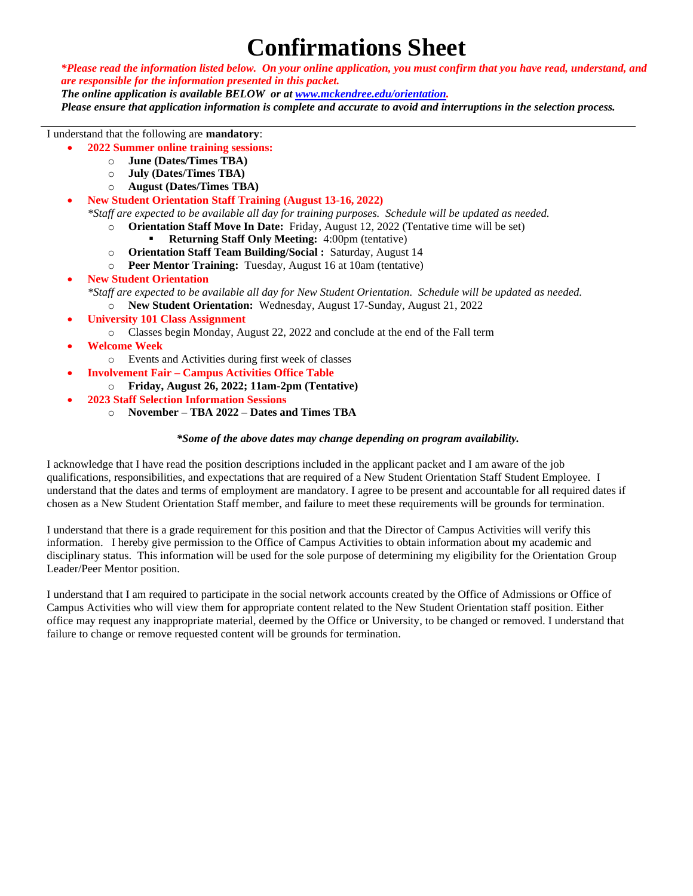# Confirmations Sheet

***\*Please read the information listed below. On your online application, you must confirm that you have read, understand, and are responsible for the information presented in this packet.***
***The online application is available BELOW or at [www.mckendree.edu/orientation](www.mckendree.edu/orientation).***
***Please ensure that application information is complete and accurate to avoid and interruptions in the selection process.***

---

I understand that the following are **mandatory**:

- **2022 Summer online training sessions:**
  - **June (Dates/Times TBA)**
  - **July (Dates/Times TBA)**
  - **August (Dates/Times TBA)**
- **New Student Orientation Staff Training (August 13-16, 2022)**
  *\*Staff are expected to be available all day for training purposes. Schedule will be updated as needed.*
  - **Orientation Staff Move In Date:** Friday, August 12, 2022 (Tentative time will be set)
    - **Returning Staff Only Meeting:** 4:00pm (tentative)
  - **Orientation Staff Team Building/Social :** Saturday, August 14
  - **Peer Mentor Training:** Tuesday, August 16 at 10am (tentative)
- **New Student Orientation**
  *\*Staff are expected to be available all day for New Student Orientation. Schedule will be updated as needed.*
  - **New Student Orientation:** Wednesday, August 17-Sunday, August 21, 2022
- **University 101 Class Assignment**
  - Classes begin Monday, August 22, 2022 and conclude at the end of the Fall term
- **Welcome Week**
  - Events and Activities during first week of classes
- **Involvement Fair – Campus Activities Office Table**
  - **Friday, August 26, 2022; 11am-2pm (Tentative)**
- **2023 Staff Selection Information Sessions**
  - **November – TBA 2022 – Dates and Times TBA**

***\*Some of the above dates may change depending on program availability.***

I acknowledge that I have read the position descriptions included in the applicant packet and I am aware of the job qualifications, responsibilities, and expectations that are required of a New Student Orientation Staff Student Employee. I understand that the dates and terms of employment are mandatory. I agree to be present and accountable for all required dates if chosen as a New Student Orientation Staff member, and failure to meet these requirements will be grounds for termination.

I understand that there is a grade requirement for this position and that the Director of Campus Activities will verify this information. I hereby give permission to the Office of Campus Activities to obtain information about my academic and disciplinary status. This information will be used for the sole purpose of determining my eligibility for the Orientation Group Leader/Peer Mentor position.

I understand that I am required to participate in the social network accounts created by the Office of Admissions or Office of Campus Activities who will view them for appropriate content related to the New Student Orientation staff position. Either office may request any inappropriate material, deemed by the Office or University, to be changed or removed. I understand that failure to change or remove requested content will be grounds for termination.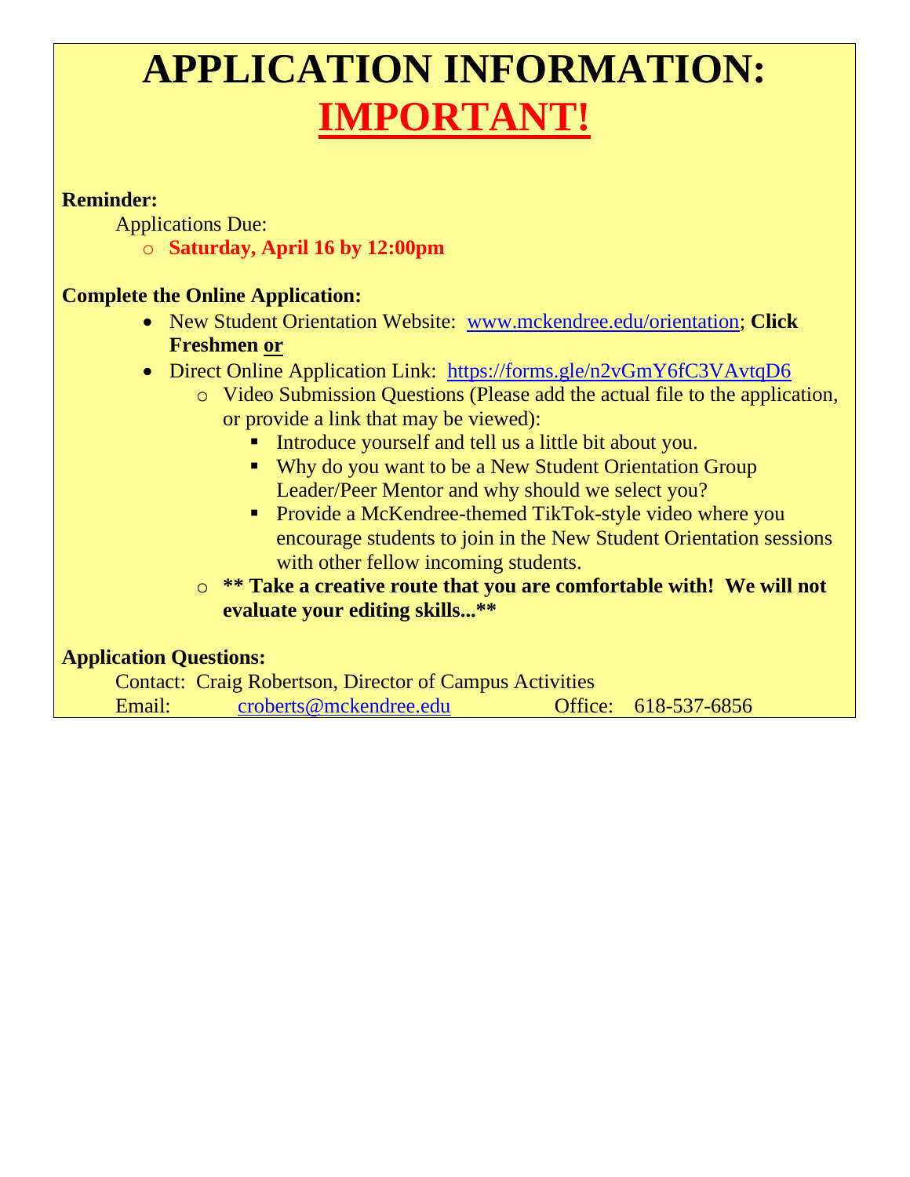# APPLICATION INFORMATION: IMPORTANT!

**Reminder:**

Applications Due:

- **Saturday, April 16 by 12:00pm**

**Complete the Online Application:**

- New Student Orientation Website: www.mckendree.edu/orientation; **Click Freshmen or**
- Direct Online Application Link: https://forms.gle/n2vGmY6fC3VAvtqD6
  - Video Submission Questions (Please add the actual file to the application, or provide a link that may be viewed):
    - Introduce yourself and tell us a little bit about you.
    - Why do you want to be a New Student Orientation Group Leader/Peer Mentor and why should we select you?
    - Provide a McKendree-themed TikTok-style video where you encourage students to join in the New Student Orientation sessions with other fellow incoming students.
  - **** Take a creative route that you are comfortable with! We will not evaluate your editing skills...****

**Application Questions:**

Contact: Craig Robertson, Director of Campus Activities

Email: croberts@mckendree.edu Office: 618-537-6856